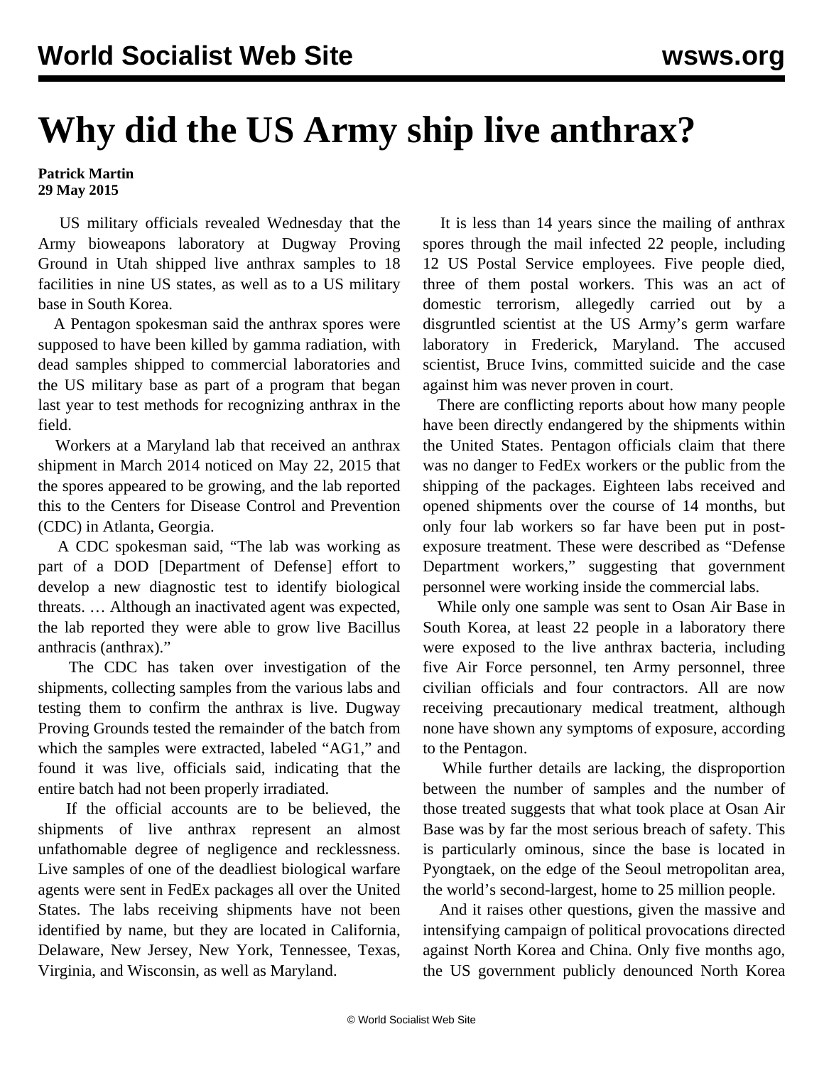# Why did the US Army ship live anthrax?

**Patrick Martin**
**29 May 2015**

US military officials revealed Wednesday that the Army bioweapons laboratory at Dugway Proving Ground in Utah shipped live anthrax samples to 18 facilities in nine US states, as well as to a US military base in South Korea.

A Pentagon spokesman said the anthrax spores were supposed to have been killed by gamma radiation, with dead samples shipped to commercial laboratories and the US military base as part of a program that began last year to test methods for recognizing anthrax in the field.

Workers at a Maryland lab that received an anthrax shipment in March 2014 noticed on May 22, 2015 that the spores appeared to be growing, and the lab reported this to the Centers for Disease Control and Prevention (CDC) in Atlanta, Georgia.

A CDC spokesman said, "The lab was working as part of a DOD [Department of Defense] effort to develop a new diagnostic test to identify biological threats. … Although an inactivated agent was expected, the lab reported they were able to grow live Bacillus anthracis (anthrax)."

The CDC has taken over investigation of the shipments, collecting samples from the various labs and testing them to confirm the anthrax is live. Dugway Proving Grounds tested the remainder of the batch from which the samples were extracted, labeled "AG1," and found it was live, officials said, indicating that the entire batch had not been properly irradiated.

If the official accounts are to be believed, the shipments of live anthrax represent an almost unfathomable degree of negligence and recklessness. Live samples of one of the deadliest biological warfare agents were sent in FedEx packages all over the United States. The labs receiving shipments have not been identified by name, but they are located in California, Delaware, New Jersey, New York, Tennessee, Texas, Virginia, and Wisconsin, as well as Maryland.

It is less than 14 years since the mailing of anthrax spores through the mail infected 22 people, including 12 US Postal Service employees. Five people died, three of them postal workers. This was an act of domestic terrorism, allegedly carried out by a disgruntled scientist at the US Army's germ warfare laboratory in Frederick, Maryland. The accused scientist, Bruce Ivins, committed suicide and the case against him was never proven in court.

There are conflicting reports about how many people have been directly endangered by the shipments within the United States. Pentagon officials claim that there was no danger to FedEx workers or the public from the shipping of the packages. Eighteen labs received and opened shipments over the course of 14 months, but only four lab workers so far have been put in post-exposure treatment. These were described as "Defense Department workers," suggesting that government personnel were working inside the commercial labs.

While only one sample was sent to Osan Air Base in South Korea, at least 22 people in a laboratory there were exposed to the live anthrax bacteria, including five Air Force personnel, ten Army personnel, three civilian officials and four contractors. All are now receiving precautionary medical treatment, although none have shown any symptoms of exposure, according to the Pentagon.

While further details are lacking, the disproportion between the number of samples and the number of those treated suggests that what took place at Osan Air Base was by far the most serious breach of safety. This is particularly ominous, since the base is located in Pyongtaek, on the edge of the Seoul metropolitan area, the world's second-largest, home to 25 million people.

And it raises other questions, given the massive and intensifying campaign of political provocations directed against North Korea and China. Only five months ago, the US government publicly denounced North Korea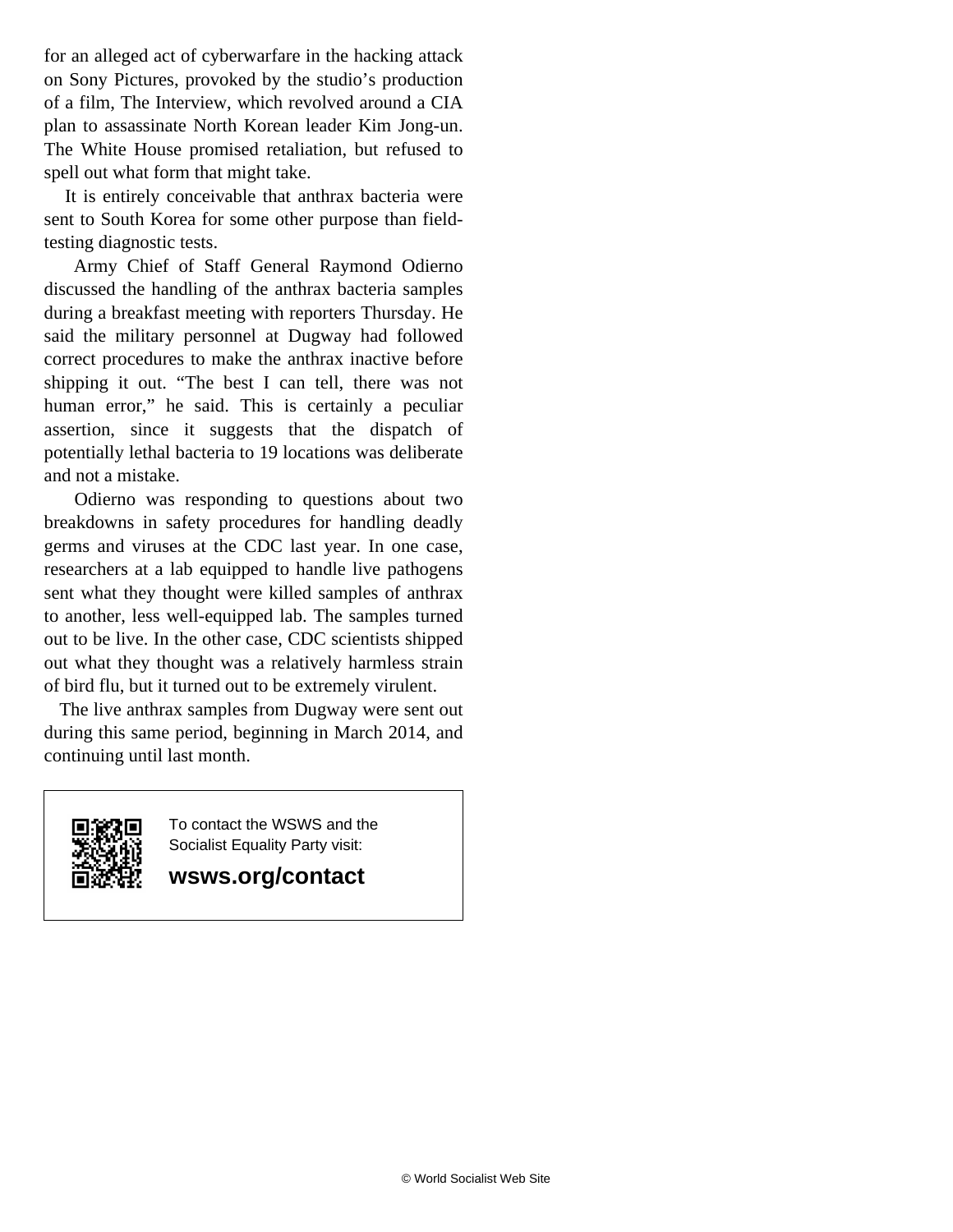for an alleged act of cyberwarfare in the hacking attack on Sony Pictures, provoked by the studio's production of a film, The Interview, which revolved around a CIA plan to assassinate North Korean leader Kim Jong-un. The White House promised retaliation, but refused to spell out what form that might take.

It is entirely conceivable that anthrax bacteria were sent to South Korea for some other purpose than field-testing diagnostic tests.

Army Chief of Staff General Raymond Odierno discussed the handling of the anthrax bacteria samples during a breakfast meeting with reporters Thursday. He said the military personnel at Dugway had followed correct procedures to make the anthrax inactive before shipping it out. "The best I can tell, there was not human error," he said. This is certainly a peculiar assertion, since it suggests that the dispatch of potentially lethal bacteria to 19 locations was deliberate and not a mistake.

Odierno was responding to questions about two breakdowns in safety procedures for handling deadly germs and viruses at the CDC last year. In one case, researchers at a lab equipped to handle live pathogens sent what they thought were killed samples of anthrax to another, less well-equipped lab. The samples turned out to be live. In the other case, CDC scientists shipped out what they thought was a relatively harmless strain of bird flu, but it turned out to be extremely virulent.

The live anthrax samples from Dugway were sent out during this same period, beginning in March 2014, and continuing until last month.

To contact the WSWS and the Socialist Equality Party visit:

**wsws.org/contact**